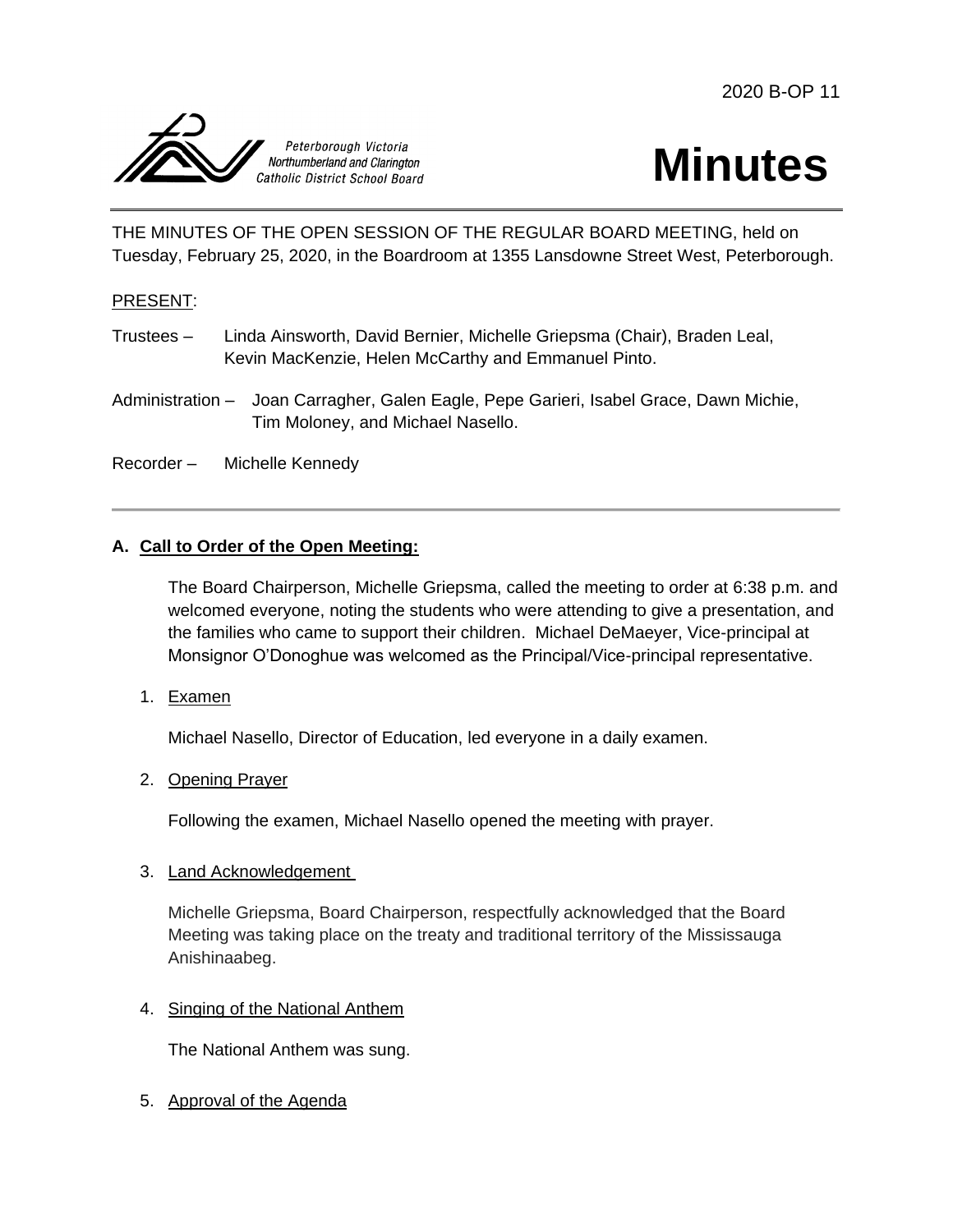2020 B-OP 11

Peterborough Victoria Northumberland and Clarington Catholic District School Board

# Minutes

THE MINUTES OF THE OPEN SESSION OF THE REGULAR BOARD MEETING, held on Tuesday, February 25, 2020, in the Boardroom at 1355 Lansdowne Street West, Peterborough.

PRESENT:

Trustees – Linda Ainsworth, David Bernier, Michelle Griepsma (Chair), Braden Leal, Kevin MacKenzie, Helen McCarthy and Emmanuel Pinto.

Administration – Joan Carragher, Galen Eagle, Pepe Garieri, Isabel Grace, Dawn Michie, Tim Moloney, and Michael Nasello.

Recorder – Michelle Kennedy

---

## A. Call to Order of the Open Meeting:

The Board Chairperson, Michelle Griepsma, called the meeting to order at 6:38 p.m. and welcomed everyone, noting the students who were attending to give a presentation, and the families who came to support their children. Michael DeMaeyer, Vice-principal at Monsignor O'Donoghue was welcomed as the Principal/Vice-principal representative.

1. Examen

   Michael Nasello, Director of Education, led everyone in a daily examen.

2. Opening Prayer

   Following the examen, Michael Nasello opened the meeting with prayer.

3. Land Acknowledgement

   Michelle Griepsma, Board Chairperson, respectfully acknowledged that the Board Meeting was taking place on the treaty and traditional territory of the Mississauga Anishinaabeg.

4. Singing of the National Anthem

   The National Anthem was sung.

5. Approval of the Agenda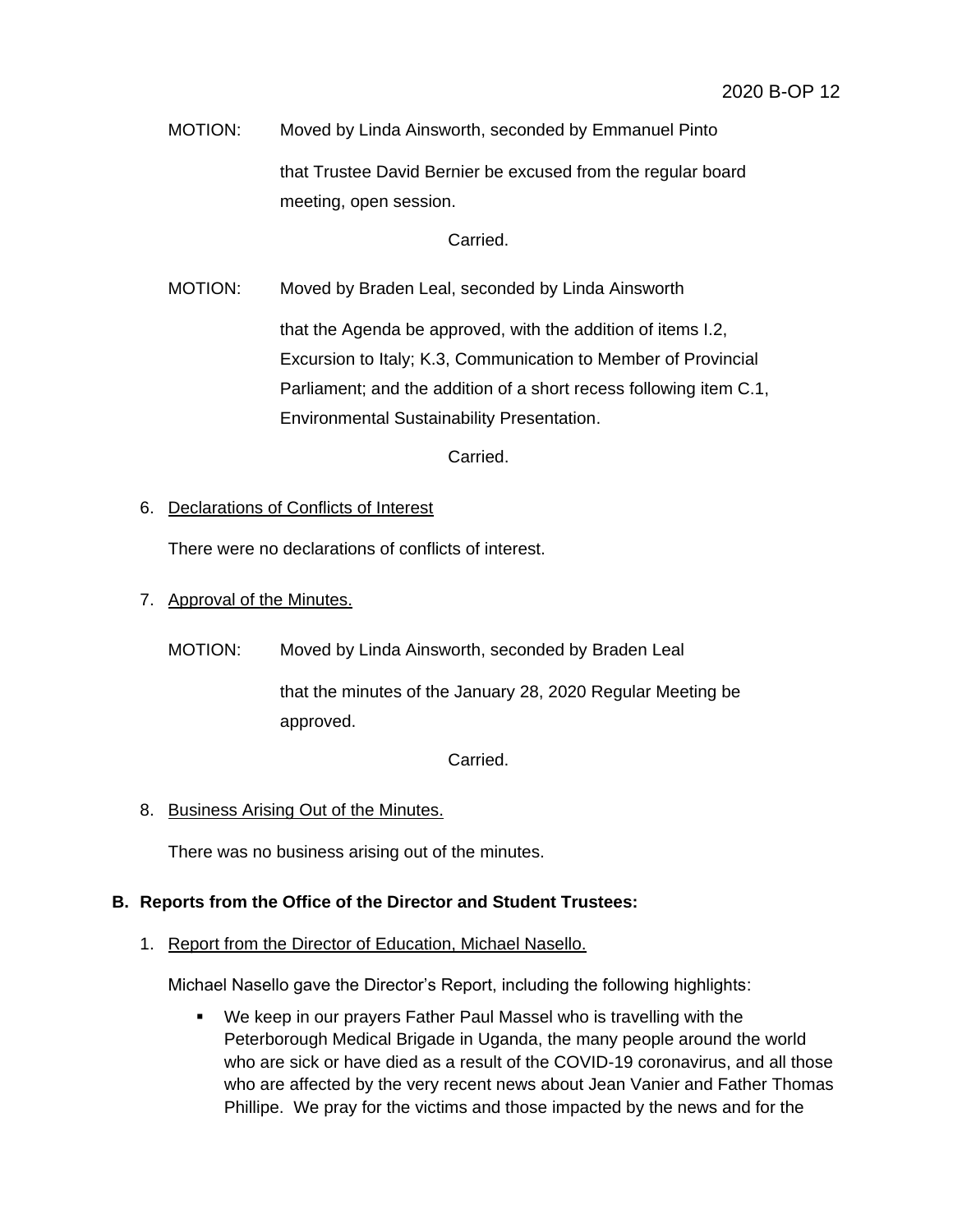MOTION: Moved by Linda Ainsworth, seconded by Emmanuel Pinto

that Trustee David Bernier be excused from the regular board meeting, open session.

Carried.

MOTION: Moved by Braden Leal, seconded by Linda Ainsworth

that the Agenda be approved, with the addition of items I.2, Excursion to Italy; K.3, Communication to Member of Provincial Parliament; and the addition of a short recess following item C.1, Environmental Sustainability Presentation.

Carried.

6. Declarations of Conflicts of Interest

There were no declarations of conflicts of interest.

7. Approval of the Minutes.

MOTION: Moved by Linda Ainsworth, seconded by Braden Leal

that the minutes of the January 28, 2020 Regular Meeting be approved.

Carried.

8. Business Arising Out of the Minutes.

There was no business arising out of the minutes.

**B. Reports from the Office of the Director and Student Trustees:**

1. Report from the Director of Education, Michael Nasello.

Michael Nasello gave the Director's Report, including the following highlights:

- We keep in our prayers Father Paul Massel who is travelling with the Peterborough Medical Brigade in Uganda, the many people around the world who are sick or have died as a result of the COVID-19 coronavirus, and all those who are affected by the very recent news about Jean Vanier and Father Thomas Phillipe. We pray for the victims and those impacted by the news and for the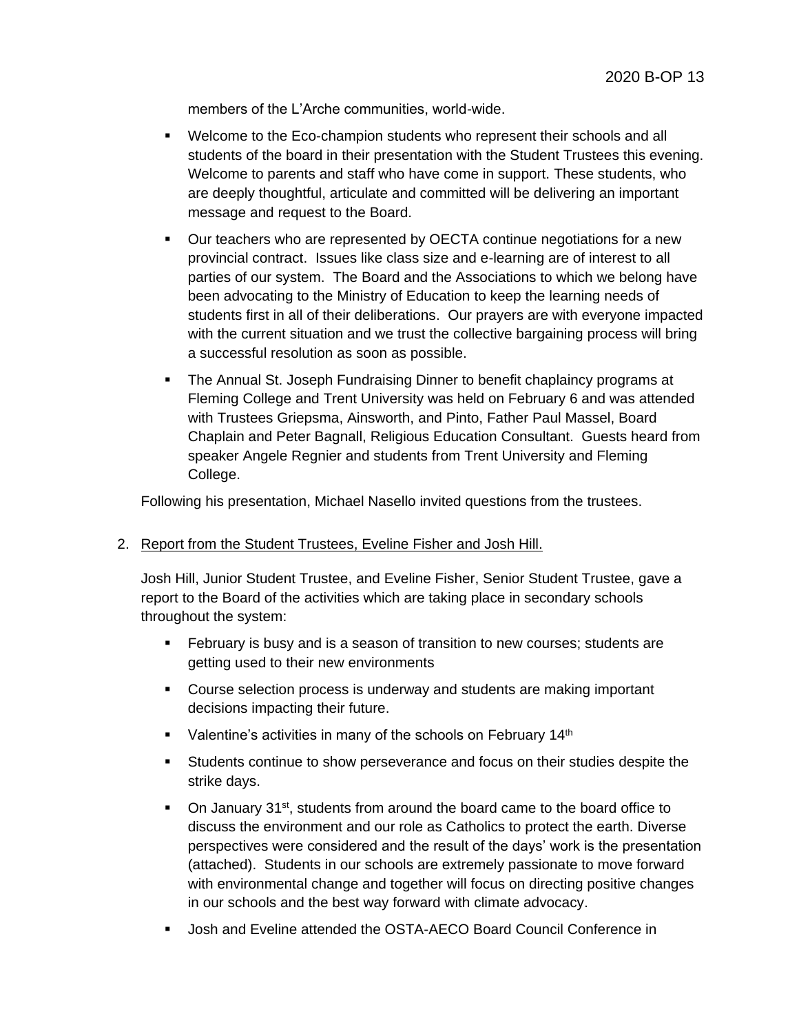members of the L'Arche communities, world-wide.

- Welcome to the Eco-champion students who represent their schools and all students of the board in their presentation with the Student Trustees this evening. Welcome to parents and staff who have come in support. These students, who are deeply thoughtful, articulate and committed will be delivering an important message and request to the Board.
- Our teachers who are represented by OECTA continue negotiations for a new provincial contract. Issues like class size and e-learning are of interest to all parties of our system. The Board and the Associations to which we belong have been advocating to the Ministry of Education to keep the learning needs of students first in all of their deliberations. Our prayers are with everyone impacted with the current situation and we trust the collective bargaining process will bring a successful resolution as soon as possible.
- The Annual St. Joseph Fundraising Dinner to benefit chaplaincy programs at Fleming College and Trent University was held on February 6 and was attended with Trustees Griepsma, Ainsworth, and Pinto, Father Paul Massel, Board Chaplain and Peter Bagnall, Religious Education Consultant. Guests heard from speaker Angele Regnier and students from Trent University and Fleming College.

Following his presentation, Michael Nasello invited questions from the trustees.

2. Report from the Student Trustees, Eveline Fisher and Josh Hill.

   Josh Hill, Junior Student Trustee, and Eveline Fisher, Senior Student Trustee, gave a report to the Board of the activities which are taking place in secondary schools throughout the system:

   - February is busy and is a season of transition to new courses; students are getting used to their new environments
   - Course selection process is underway and students are making important decisions impacting their future.
   - Valentine's activities in many of the schools on February 14th
   - Students continue to show perseverance and focus on their studies despite the strike days.
   - On January 31st, students from around the board came to the board office to discuss the environment and our role as Catholics to protect the earth. Diverse perspectives were considered and the result of the days' work is the presentation (attached). Students in our schools are extremely passionate to move forward with environmental change and together will focus on directing positive changes in our schools and the best way forward with climate advocacy.
   - Josh and Eveline attended the OSTA-AECO Board Council Conference in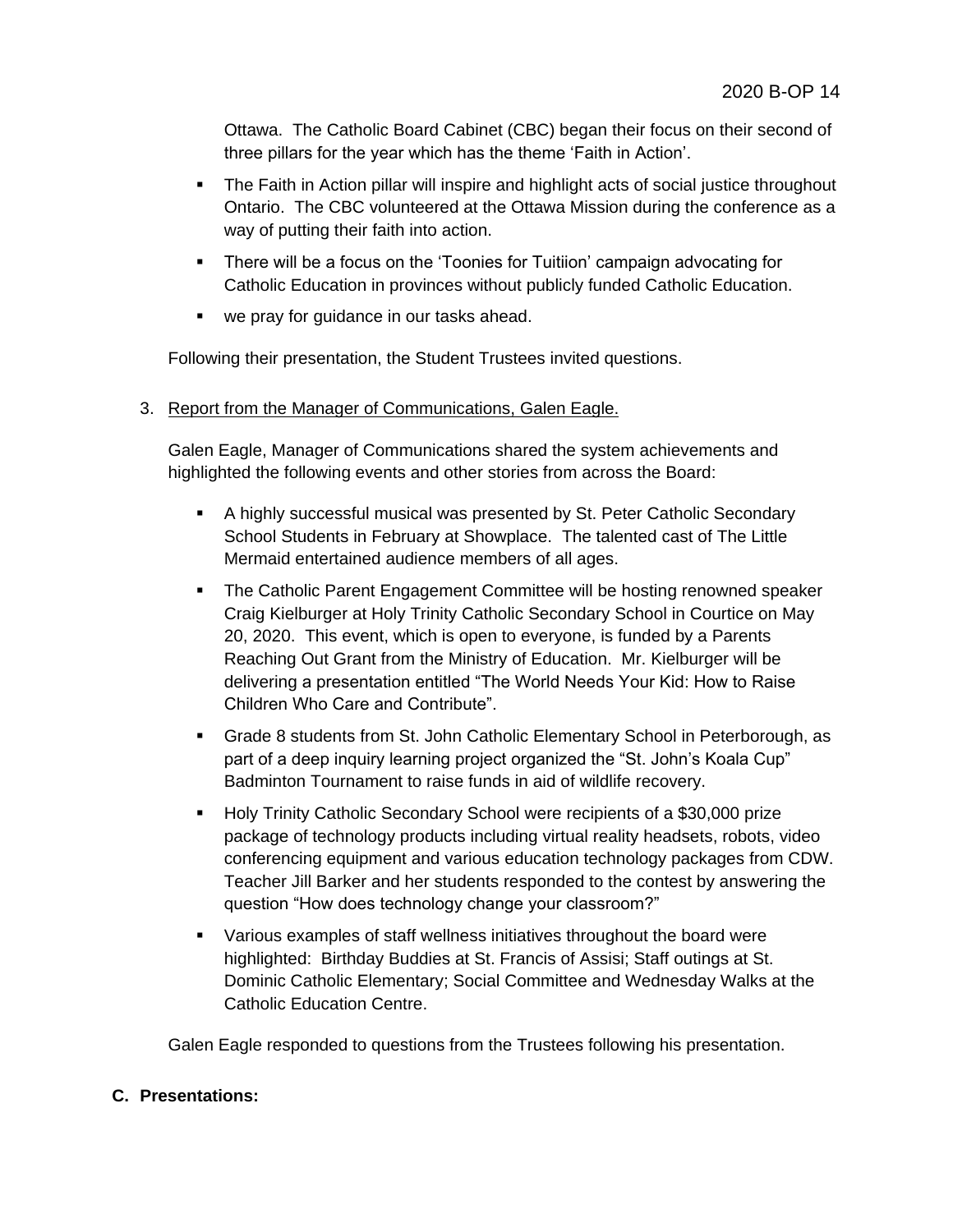Ottawa. The Catholic Board Cabinet (CBC) began their focus on their second of three pillars for the year which has the theme 'Faith in Action'.

- The Faith in Action pillar will inspire and highlight acts of social justice throughout Ontario. The CBC volunteered at the Ottawa Mission during the conference as a way of putting their faith into action.
- There will be a focus on the 'Toonies for Tuitiion' campaign advocating for Catholic Education in provinces without publicly funded Catholic Education.
- we pray for guidance in our tasks ahead.

Following their presentation, the Student Trustees invited questions.

3. Report from the Manager of Communications, Galen Eagle.

   Galen Eagle, Manager of Communications shared the system achievements and highlighted the following events and other stories from across the Board:

   - A highly successful musical was presented by St. Peter Catholic Secondary School Students in February at Showplace. The talented cast of The Little Mermaid entertained audience members of all ages.
   - The Catholic Parent Engagement Committee will be hosting renowned speaker Craig Kielburger at Holy Trinity Catholic Secondary School in Courtice on May 20, 2020. This event, which is open to everyone, is funded by a Parents Reaching Out Grant from the Ministry of Education. Mr. Kielburger will be delivering a presentation entitled "The World Needs Your Kid: How to Raise Children Who Care and Contribute".
   - Grade 8 students from St. John Catholic Elementary School in Peterborough, as part of a deep inquiry learning project organized the "St. John's Koala Cup" Badminton Tournament to raise funds in aid of wildlife recovery.
   - Holy Trinity Catholic Secondary School were recipients of a $30,000 prize package of technology products including virtual reality headsets, robots, video conferencing equipment and various education technology packages from CDW. Teacher Jill Barker and her students responded to the contest by answering the question "How does technology change your classroom?"
   - Various examples of staff wellness initiatives throughout the board were highlighted: Birthday Buddies at St. Francis of Assisi; Staff outings at St. Dominic Catholic Elementary; Social Committee and Wednesday Walks at the Catholic Education Centre.

   Galen Eagle responded to questions from the Trustees following his presentation.

**C. Presentations:**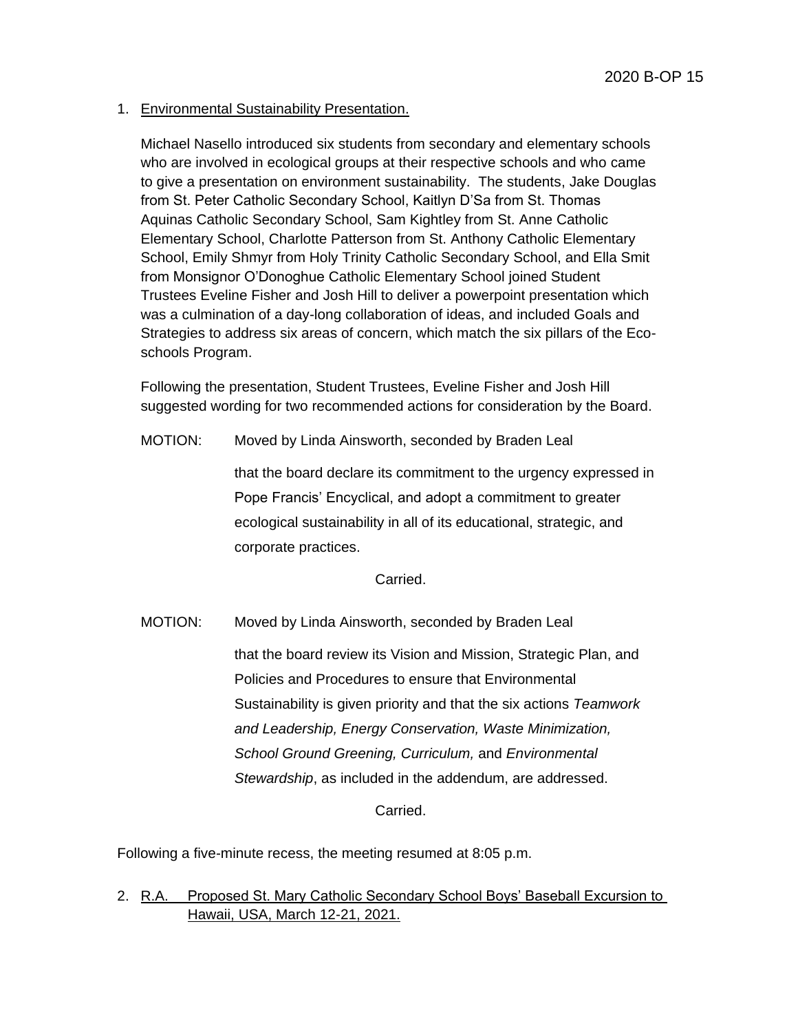1. Environmental Sustainability Presentation.

   Michael Nasello introduced six students from secondary and elementary schools who are involved in ecological groups at their respective schools and who came to give a presentation on environment sustainability. The students, Jake Douglas from St. Peter Catholic Secondary School, Kaitlyn D'Sa from St. Thomas Aquinas Catholic Secondary School, Sam Kightley from St. Anne Catholic Elementary School, Charlotte Patterson from St. Anthony Catholic Elementary School, Emily Shmyr from Holy Trinity Catholic Secondary School, and Ella Smit from Monsignor O'Donoghue Catholic Elementary School joined Student Trustees Eveline Fisher and Josh Hill to deliver a powerpoint presentation which was a culmination of a day-long collaboration of ideas, and included Goals and Strategies to address six areas of concern, which match the six pillars of the Eco-schools Program.

   Following the presentation, Student Trustees, Eveline Fisher and Josh Hill suggested wording for two recommended actions for consideration by the Board.

   MOTION: Moved by Linda Ainsworth, seconded by Braden Leal

   that the board declare its commitment to the urgency expressed in Pope Francis' Encyclical, and adopt a commitment to greater ecological sustainability in all of its educational, strategic, and corporate practices.

   Carried.

   MOTION: Moved by Linda Ainsworth, seconded by Braden Leal

   that the board review its Vision and Mission, Strategic Plan, and Policies and Procedures to ensure that Environmental Sustainability is given priority and that the six actions *Teamwork and Leadership, Energy Conservation, Waste Minimization, School Ground Greening, Curriculum,* and *Environmental Stewardship*, as included in the addendum, are addressed.

   Carried.

Following a five-minute recess, the meeting resumed at 8:05 p.m.

2. R.A. Proposed St. Mary Catholic Secondary School Boys' Baseball Excursion to Hawaii, USA, March 12-21, 2021.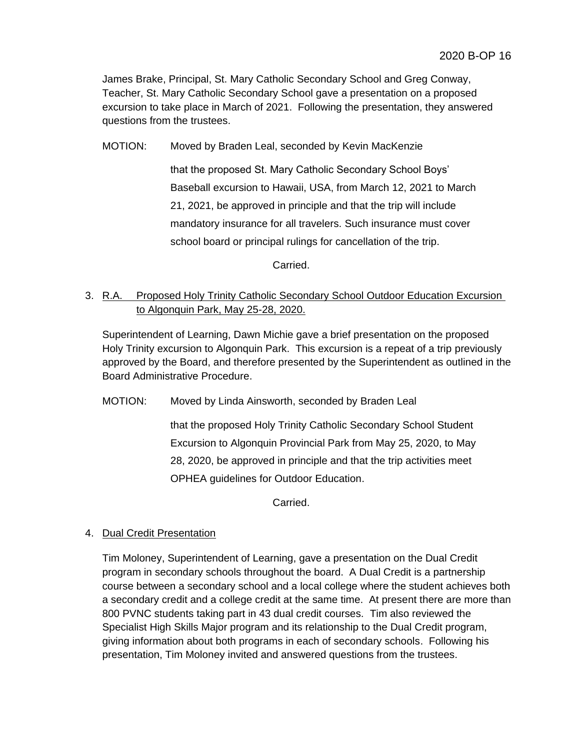James Brake, Principal, St. Mary Catholic Secondary School and Greg Conway, Teacher, St. Mary Catholic Secondary School gave a presentation on a proposed excursion to take place in March of 2021. Following the presentation, they answered questions from the trustees.

MOTION: Moved by Braden Leal, seconded by Kevin MacKenzie

that the proposed St. Mary Catholic Secondary School Boys' Baseball excursion to Hawaii, USA, from March 12, 2021 to March 21, 2021, be approved in principle and that the trip will include mandatory insurance for all travelers. Such insurance must cover school board or principal rulings for cancellation of the trip.

Carried.

3. R.A. Proposed Holy Trinity Catholic Secondary School Outdoor Education Excursion to Algonquin Park, May 25-28, 2020.

Superintendent of Learning, Dawn Michie gave a brief presentation on the proposed Holy Trinity excursion to Algonquin Park. This excursion is a repeat of a trip previously approved by the Board, and therefore presented by the Superintendent as outlined in the Board Administrative Procedure.

MOTION: Moved by Linda Ainsworth, seconded by Braden Leal

that the proposed Holy Trinity Catholic Secondary School Student Excursion to Algonquin Provincial Park from May 25, 2020, to May 28, 2020, be approved in principle and that the trip activities meet OPHEA guidelines for Outdoor Education.

Carried.

4. Dual Credit Presentation

Tim Moloney, Superintendent of Learning, gave a presentation on the Dual Credit program in secondary schools throughout the board. A Dual Credit is a partnership course between a secondary school and a local college where the student achieves both a secondary credit and a college credit at the same time. At present there are more than 800 PVNC students taking part in 43 dual credit courses. Tim also reviewed the Specialist High Skills Major program and its relationship to the Dual Credit program, giving information about both programs in each of secondary schools. Following his presentation, Tim Moloney invited and answered questions from the trustees.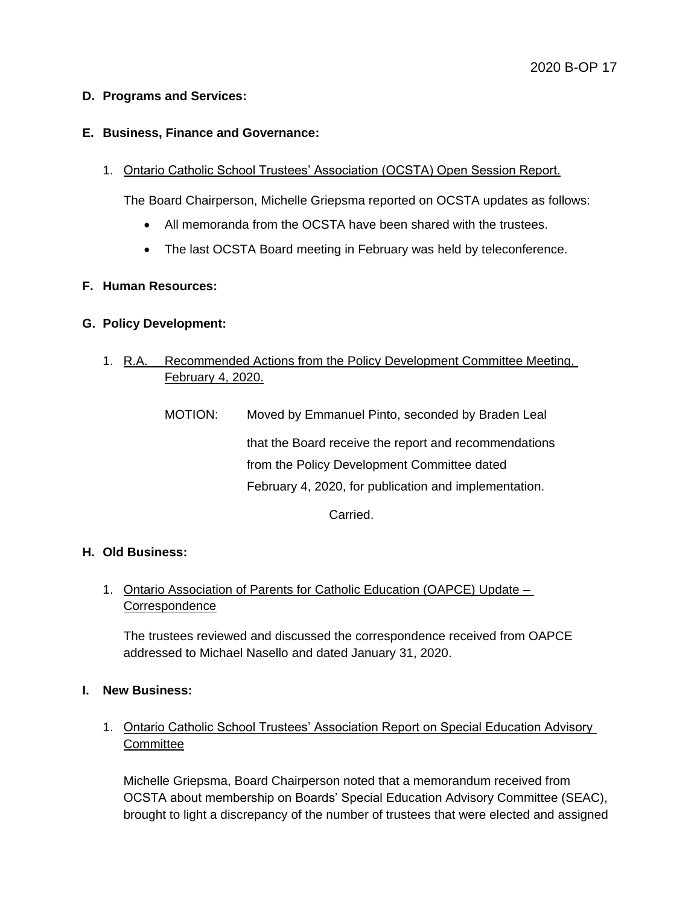**D. Programs and Services:**

**E. Business, Finance and Governance:**

1. Ontario Catholic School Trustees' Association (OCSTA) Open Session Report.

   The Board Chairperson, Michelle Griepsma reported on OCSTA updates as follows:

   - All memoranda from the OCSTA have been shared with the trustees.
   - The last OCSTA Board meeting in February was held by teleconference.

**F. Human Resources:**

**G. Policy Development:**

1. R.A. Recommended Actions from the Policy Development Committee Meeting, February 4, 2020.

   MOTION: Moved by Emmanuel Pinto, seconded by Braden Leal

   that the Board receive the report and recommendations from the Policy Development Committee dated February 4, 2020, for publication and implementation.

   Carried.

**H. Old Business:**

1. Ontario Association of Parents for Catholic Education (OAPCE) Update – Correspondence

   The trustees reviewed and discussed the correspondence received from OAPCE addressed to Michael Nasello and dated January 31, 2020.

**I. New Business:**

1. Ontario Catholic School Trustees' Association Report on Special Education Advisory Committee

   Michelle Griepsma, Board Chairperson noted that a memorandum received from OCSTA about membership on Boards' Special Education Advisory Committee (SEAC), brought to light a discrepancy of the number of trustees that were elected and assigned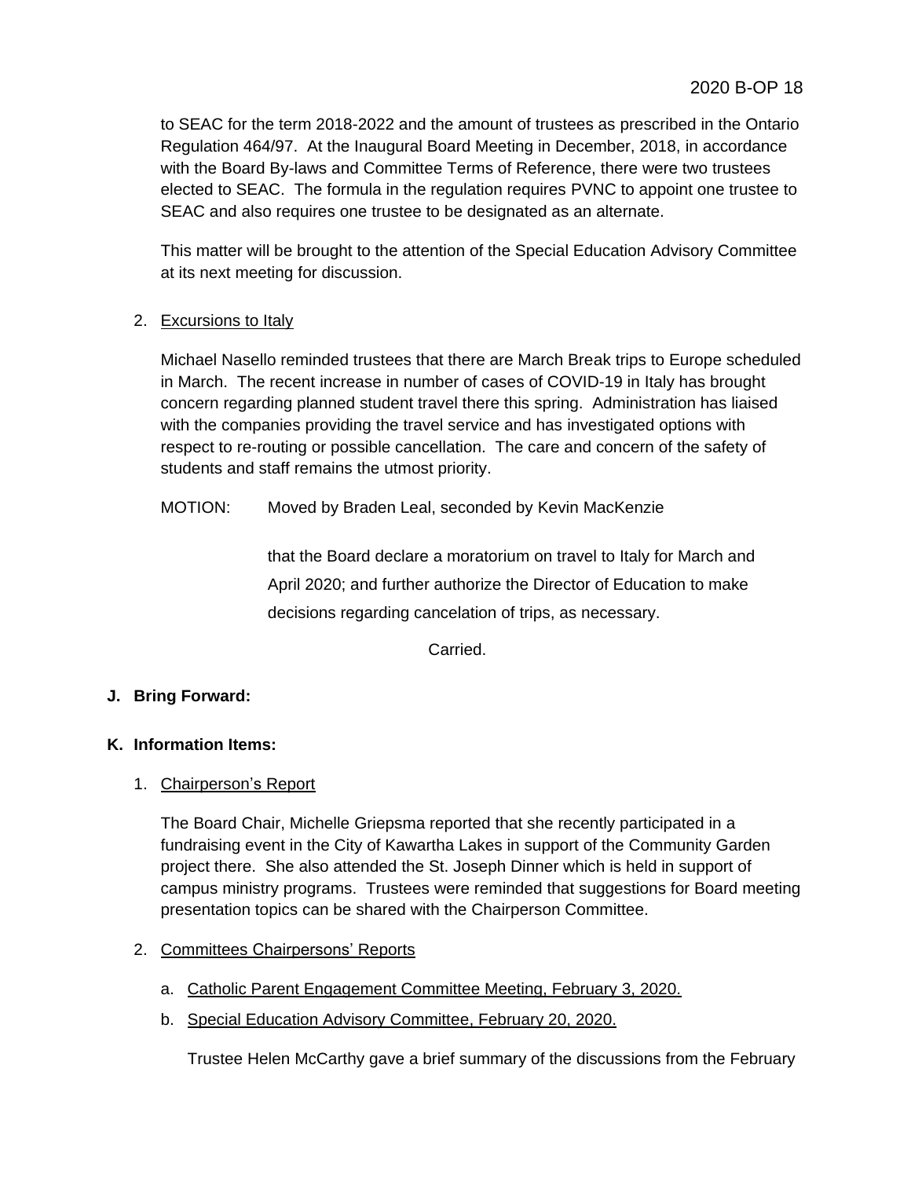to SEAC for the term 2018-2022 and the amount of trustees as prescribed in the Ontario Regulation 464/97. At the Inaugural Board Meeting in December, 2018, in accordance with the Board By-laws and Committee Terms of Reference, there were two trustees elected to SEAC. The formula in the regulation requires PVNC to appoint one trustee to SEAC and also requires one trustee to be designated as an alternate.

This matter will be brought to the attention of the Special Education Advisory Committee at its next meeting for discussion.

2. Excursions to Italy

Michael Nasello reminded trustees that there are March Break trips to Europe scheduled in March. The recent increase in number of cases of COVID-19 in Italy has brought concern regarding planned student travel there this spring. Administration has liaised with the companies providing the travel service and has investigated options with respect to re-routing or possible cancellation. The care and concern of the safety of students and staff remains the utmost priority.

MOTION: Moved by Braden Leal, seconded by Kevin MacKenzie

that the Board declare a moratorium on travel to Italy for March and April 2020; and further authorize the Director of Education to make decisions regarding cancelation of trips, as necessary.

Carried.

**J. Bring Forward:**

**K. Information Items:**

1. Chairperson's Report

The Board Chair, Michelle Griepsma reported that she recently participated in a fundraising event in the City of Kawartha Lakes in support of the Community Garden project there. She also attended the St. Joseph Dinner which is held in support of campus ministry programs. Trustees were reminded that suggestions for Board meeting presentation topics can be shared with the Chairperson Committee.

2. Committees Chairpersons' Reports

   a. Catholic Parent Engagement Committee Meeting, February 3, 2020.

   b. Special Education Advisory Committee, February 20, 2020.

   Trustee Helen McCarthy gave a brief summary of the discussions from the February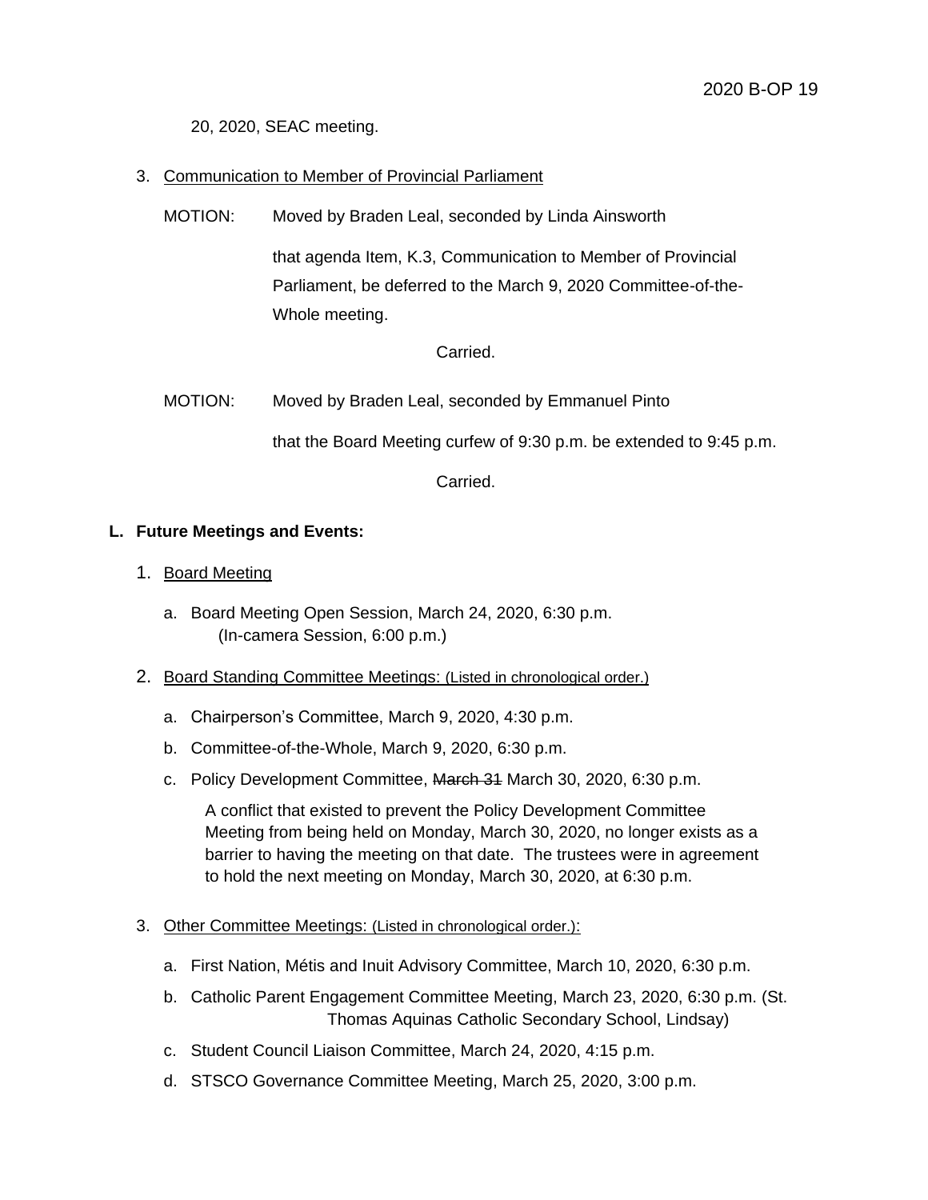20, 2020, SEAC meeting.

3. Communication to Member of Provincial Parliament

MOTION: Moved by Braden Leal, seconded by Linda Ainsworth

that agenda Item, K.3, Communication to Member of Provincial Parliament, be deferred to the March 9, 2020 Committee-of-the-Whole meeting.

Carried.

MOTION: Moved by Braden Leal, seconded by Emmanuel Pinto

that the Board Meeting curfew of 9:30 p.m. be extended to 9:45 p.m.

Carried.

**L. Future Meetings and Events:**

1. Board Meeting

   a. Board Meeting Open Session, March 24, 2020, 6:30 p.m. (In-camera Session, 6:00 p.m.)

2. Board Standing Committee Meetings: (Listed in chronological order.)

   a. Chairperson's Committee, March 9, 2020, 4:30 p.m.

   b. Committee-of-the-Whole, March 9, 2020, 6:30 p.m.

   c. Policy Development Committee, ~~March 31~~ March 30, 2020, 6:30 p.m.

   A conflict that existed to prevent the Policy Development Committee Meeting from being held on Monday, March 30, 2020, no longer exists as a barrier to having the meeting on that date. The trustees were in agreement to hold the next meeting on Monday, March 30, 2020, at 6:30 p.m.

3. Other Committee Meetings: (Listed in chronological order.):

   a. First Nation, Métis and Inuit Advisory Committee, March 10, 2020, 6:30 p.m.

   b. Catholic Parent Engagement Committee Meeting, March 23, 2020, 6:30 p.m. (St. Thomas Aquinas Catholic Secondary School, Lindsay)

   c. Student Council Liaison Committee, March 24, 2020, 4:15 p.m.

   d. STSCO Governance Committee Meeting, March 25, 2020, 3:00 p.m.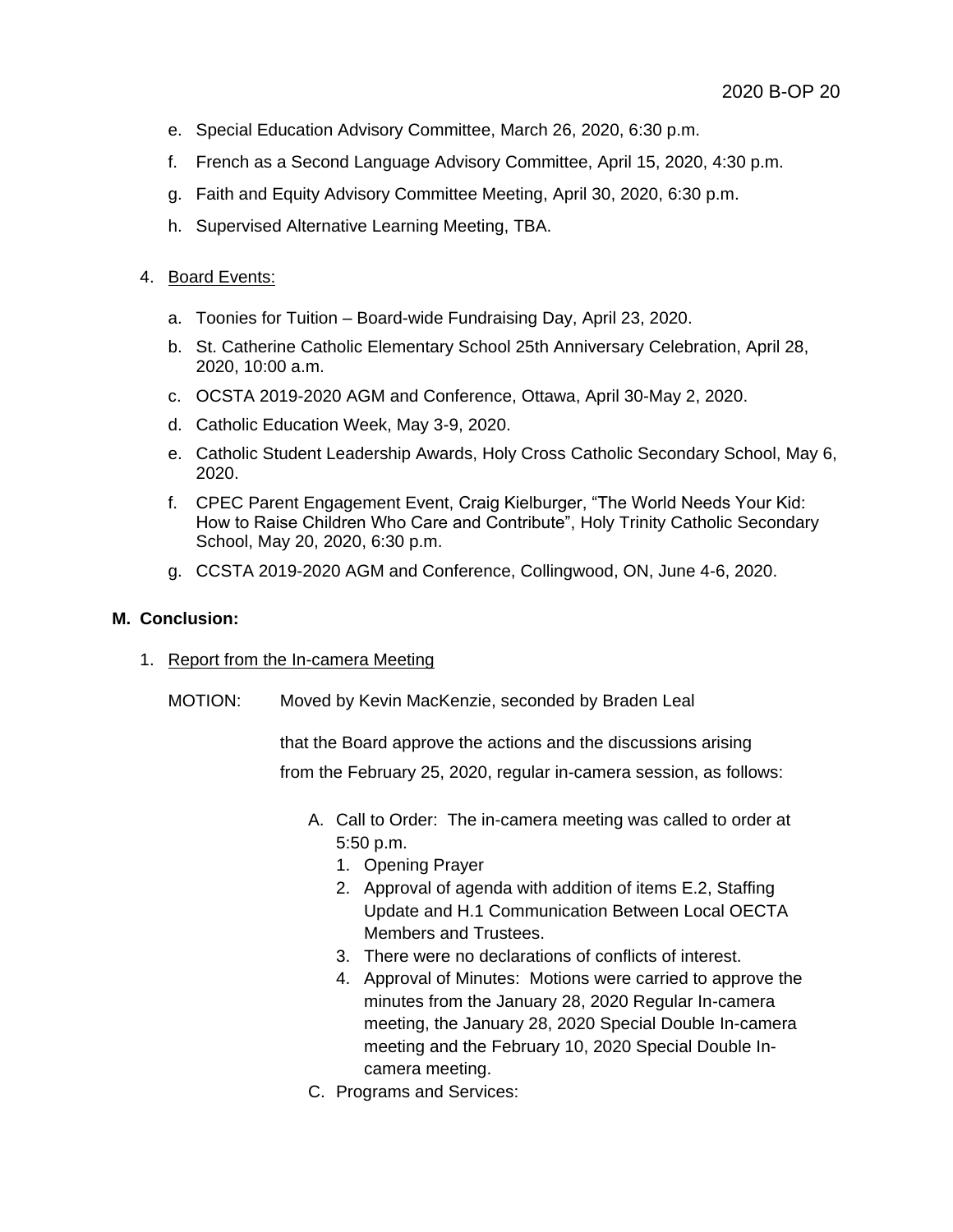e. Special Education Advisory Committee, March 26, 2020, 6:30 p.m.

f. French as a Second Language Advisory Committee, April 15, 2020, 4:30 p.m.

g. Faith and Equity Advisory Committee Meeting, April 30, 2020, 6:30 p.m.

h. Supervised Alternative Learning Meeting, TBA.

4. Board Events:

   a. Toonies for Tuition – Board-wide Fundraising Day, April 23, 2020.

   b. St. Catherine Catholic Elementary School 25th Anniversary Celebration, April 28, 2020, 10:00 a.m.

   c. OCSTA 2019-2020 AGM and Conference, Ottawa, April 30-May 2, 2020.

   d. Catholic Education Week, May 3-9, 2020.

   e. Catholic Student Leadership Awards, Holy Cross Catholic Secondary School, May 6, 2020.

   f. CPEC Parent Engagement Event, Craig Kielburger, "The World Needs Your Kid: How to Raise Children Who Care and Contribute", Holy Trinity Catholic Secondary School, May 20, 2020, 6:30 p.m.

   g. CCSTA 2019-2020 AGM and Conference, Collingwood, ON, June 4-6, 2020.

**M. Conclusion:**

1. Report from the In-camera Meeting

   MOTION: Moved by Kevin MacKenzie, seconded by Braden Leal

   that the Board approve the actions and the discussions arising from the February 25, 2020, regular in-camera session, as follows:

   A. Call to Order: The in-camera meeting was called to order at 5:50 p.m.
      1. Opening Prayer
      2. Approval of agenda with addition of items E.2, Staffing Update and H.1 Communication Between Local OECTA Members and Trustees.
      3. There were no declarations of conflicts of interest.
      4. Approval of Minutes: Motions were carried to approve the minutes from the January 28, 2020 Regular In-camera meeting, the January 28, 2020 Special Double In-camera meeting and the February 10, 2020 Special Double In-camera meeting.

   C. Programs and Services: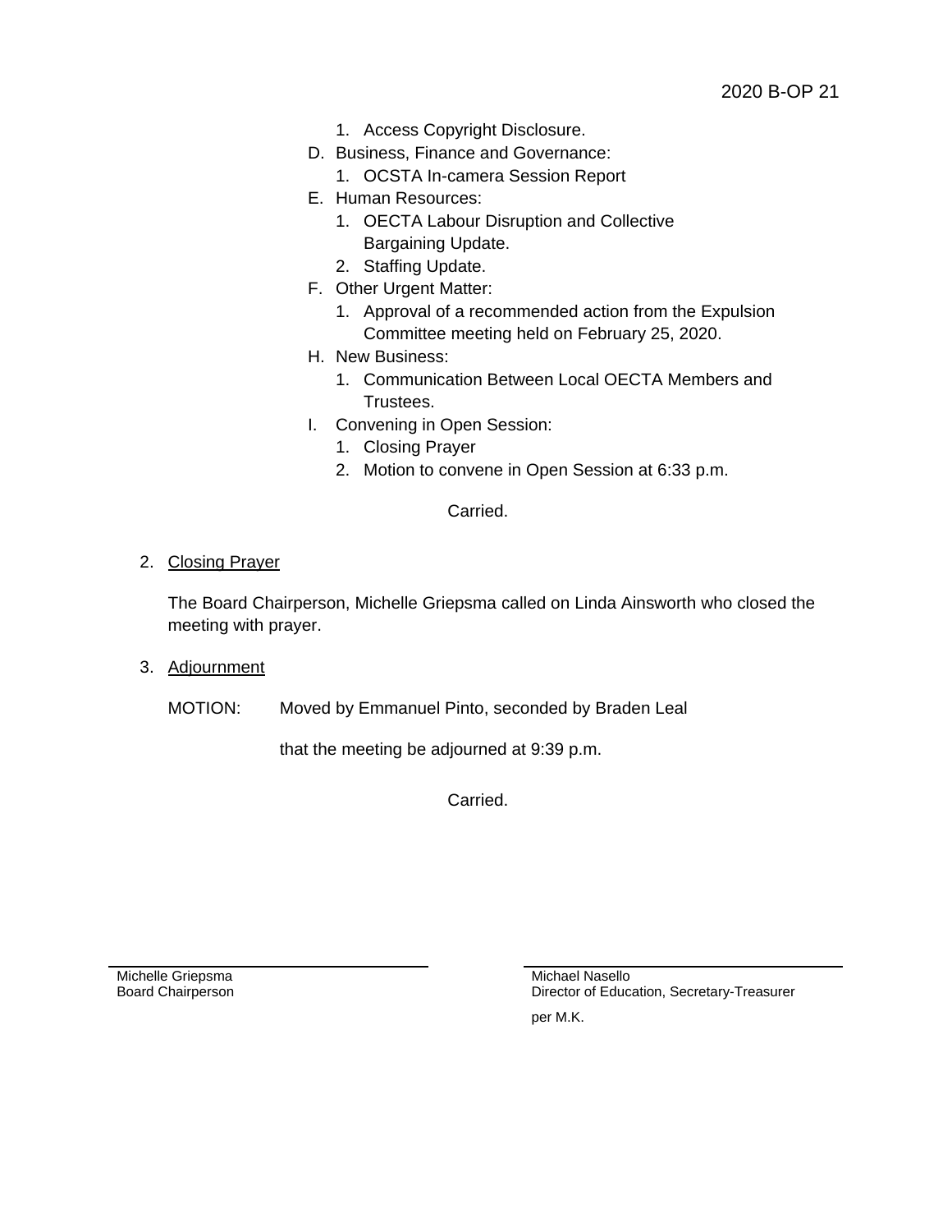2020 B-OP 21

1. Access Copyright Disclosure.

D. Business, Finance and Governance:
   1. OCSTA In-camera Session Report

E. Human Resources:
   1. OECTA Labour Disruption and Collective Bargaining Update.
   2. Staffing Update.

F. Other Urgent Matter:
   1. Approval of a recommended action from the Expulsion Committee meeting held on February 25, 2020.

H. New Business:
   1. Communication Between Local OECTA Members and Trustees.

I. Convening in Open Session:
   1. Closing Prayer
   2. Motion to convene in Open Session at 6:33 p.m.

Carried.

2. <u>Closing Prayer</u>

The Board Chairperson, Michelle Griepsma called on Linda Ainsworth who closed the meeting with prayer.

3. <u>Adjournment</u>

MOTION: Moved by Emmanuel Pinto, seconded by Braden Leal

that the meeting be adjourned at 9:39 p.m.

Carried.

Michelle Griepsma
Board Chairperson

Michael Nasello
Director of Education, Secretary-Treasurer

per M.K.